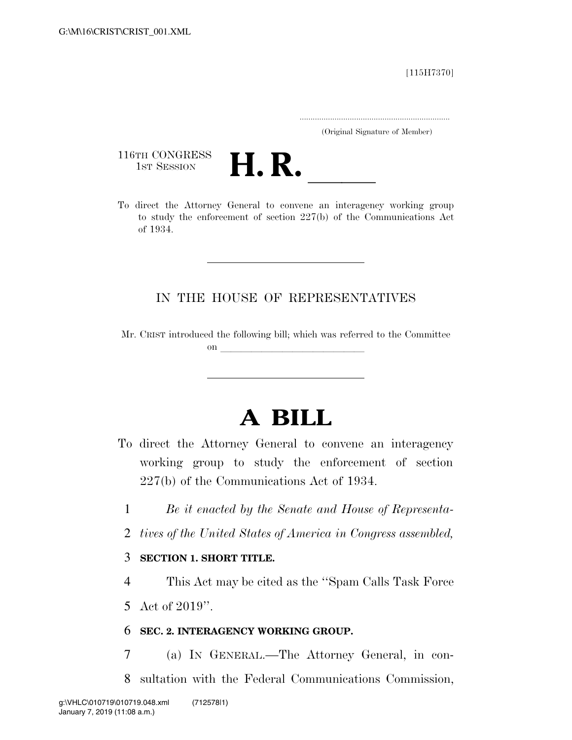[115H7370]

.....................................................................
(Original Signature of Member)

116TH CONGRESS
1ST SESSION

# H. R. ______

To direct the Attorney General to convene an interagency working group to study the enforcement of section 227(b) of the Communications Act of 1934.

IN THE HOUSE OF REPRESENTATIVES

Mr. CRIST introduced the following bill; which was referred to the Committee on ______________________________

# A BILL

To direct the Attorney General to convene an interagency working group to study the enforcement of section 227(b) of the Communications Act of 1934.

1 *Be it enacted by the Senate and House of Representa-*
2 *tives of the United States of America in Congress assembled,*

3 **SECTION 1. SHORT TITLE.**

4 This Act may be cited as the ''Spam Calls Task Force
5 Act of 2019''.

6 **SEC. 2. INTERAGENCY WORKING GROUP.**

7 (a) IN GENERAL.—The Attorney General, in con-
8 sultation with the Federal Communications Commission,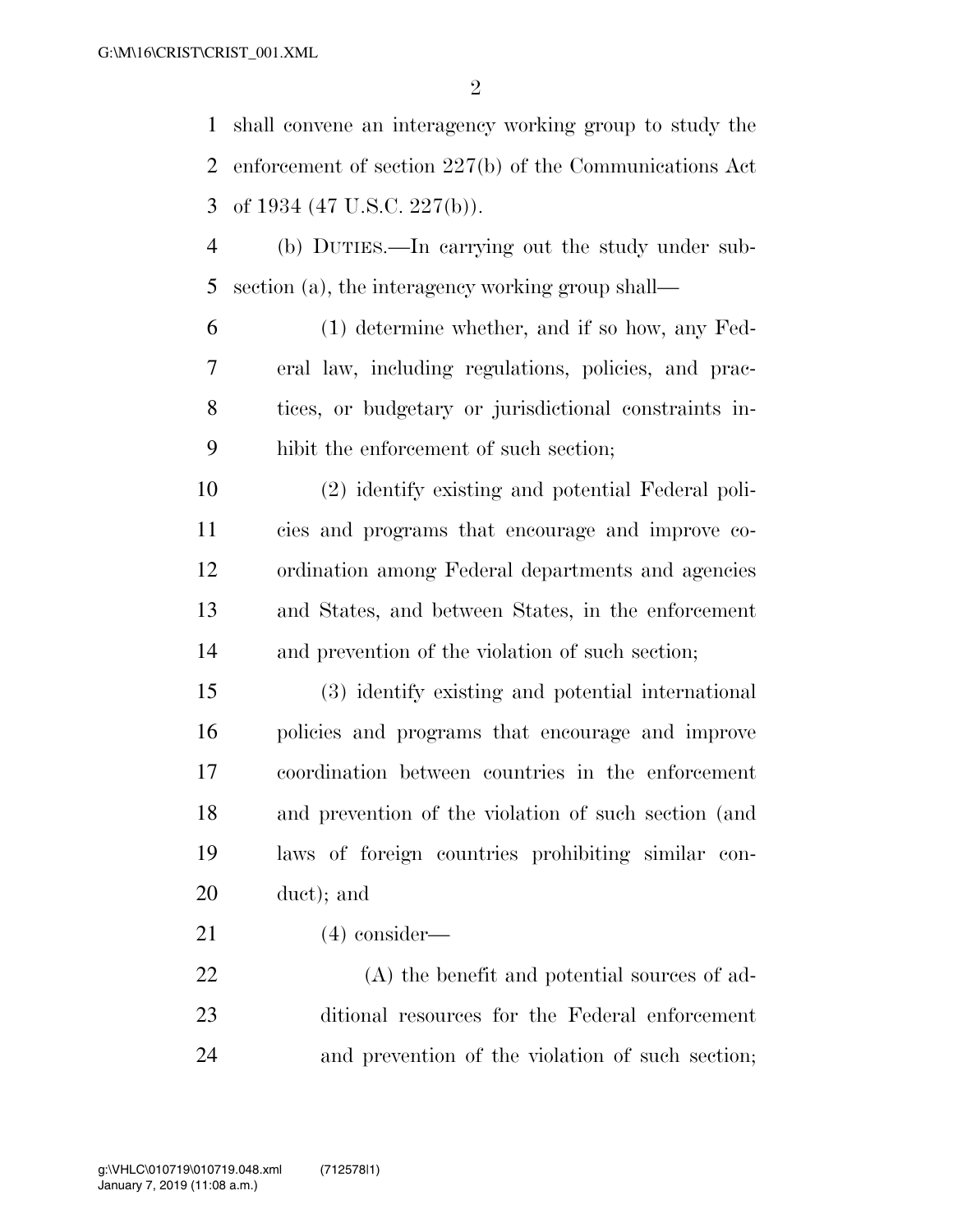shall convene an interagency working group to study the enforcement of section 227(b) of the Communications Act of 1934 (47 U.S.C. 227(b)).

(b) DUTIES.—In carrying out the study under subsection (a), the interagency working group shall—

(1) determine whether, and if so how, any Federal law, including regulations, policies, and practices, or budgetary or jurisdictional constraints inhibit the enforcement of such section;

(2) identify existing and potential Federal policies and programs that encourage and improve coordination among Federal departments and agencies and States, and between States, in the enforcement and prevention of the violation of such section;

(3) identify existing and potential international policies and programs that encourage and improve coordination between countries in the enforcement and prevention of the violation of such section (and laws of foreign countries prohibiting similar conduct); and

(4) consider—

(A) the benefit and potential sources of additional resources for the Federal enforcement and prevention of the violation of such section;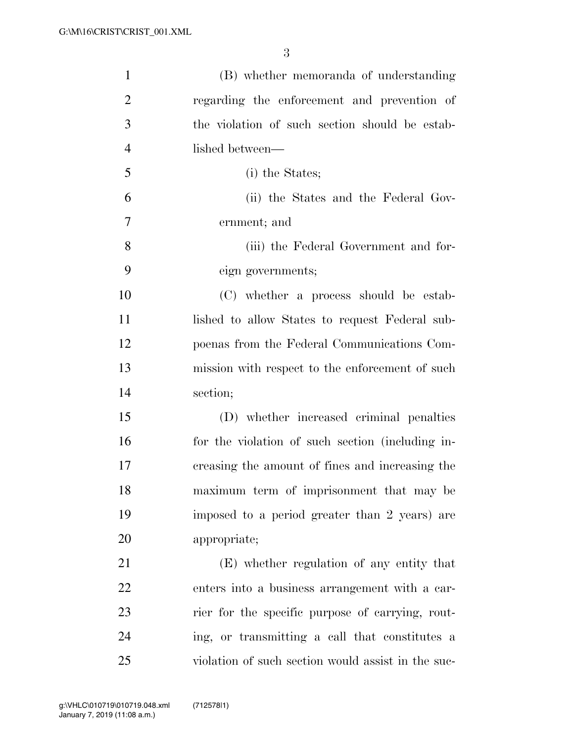(B) whether memoranda of understanding regarding the enforcement and prevention of the violation of such section should be established between—

(i) the States;

(ii) the States and the Federal Government; and

(iii) the Federal Government and foreign governments;

(C) whether a process should be established to allow States to request Federal subpoenas from the Federal Communications Commission with respect to the enforcement of such section;

(D) whether increased criminal penalties for the violation of such section (including increasing the amount of fines and increasing the maximum term of imprisonment that may be imposed to a period greater than 2 years) are appropriate;

(E) whether regulation of any entity that enters into a business arrangement with a carrier for the specific purpose of carrying, routing, or transmitting a call that constitutes a violation of such section would assist in the suc-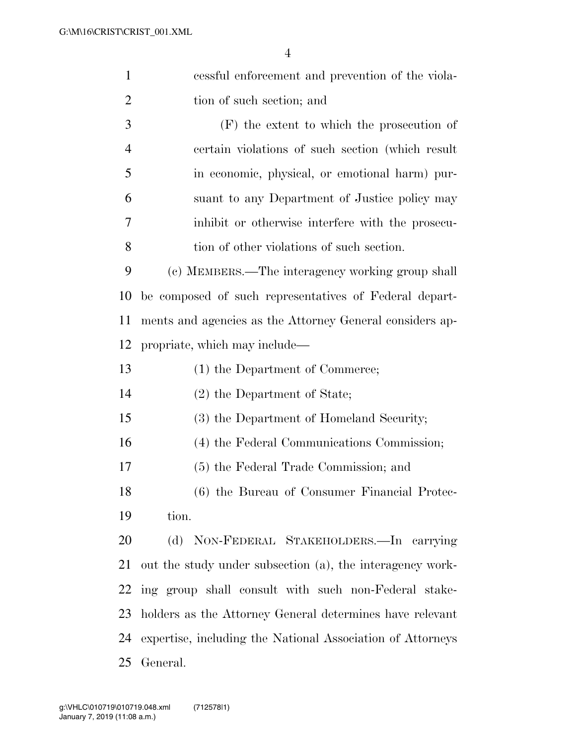cessful enforcement and prevention of the violation of such section; and

(F) the extent to which the prosecution of certain violations of such section (which result in economic, physical, or emotional harm) pursuant to any Department of Justice policy may inhibit or otherwise interfere with the prosecution of other violations of such section.

(c) MEMBERS.—The interagency working group shall be composed of such representatives of Federal departments and agencies as the Attorney General considers appropriate, which may include—

(1) the Department of Commerce;

(2) the Department of State;

(3) the Department of Homeland Security;

(4) the Federal Communications Commission;

(5) the Federal Trade Commission; and

(6) the Bureau of Consumer Financial Protection.

(d) NON-FEDERAL STAKEHOLDERS.—In carrying out the study under subsection (a), the interagency working group shall consult with such non-Federal stakeholders as the Attorney General determines have relevant expertise, including the National Association of Attorneys General.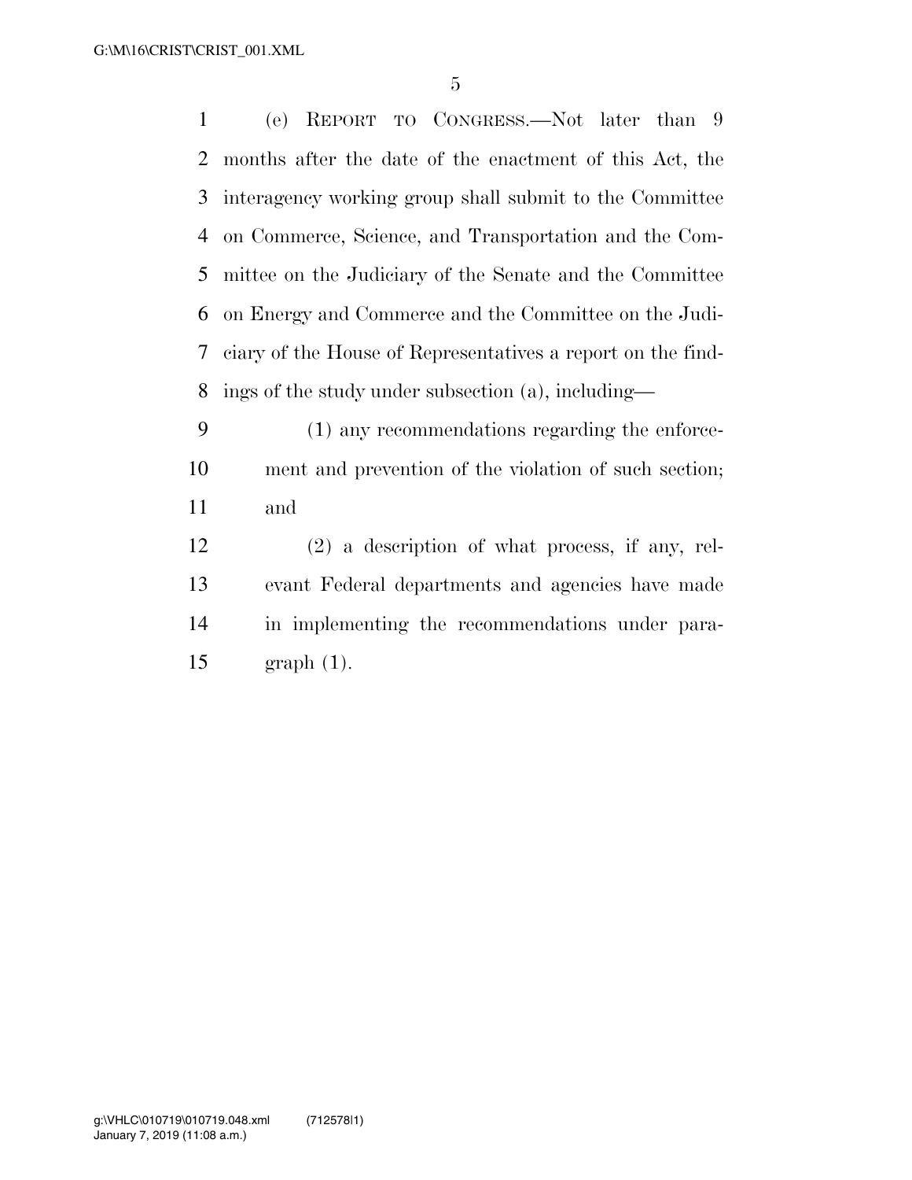(e) REPORT TO CONGRESS.—Not later than 9 months after the date of the enactment of this Act, the interagency working group shall submit to the Committee on Commerce, Science, and Transportation and the Committee on the Judiciary of the Senate and the Committee on Energy and Commerce and the Committee on the Judiciary of the House of Representatives a report on the findings of the study under subsection (a), including—

(1) any recommendations regarding the enforcement and prevention of the violation of such section; and

(2) a description of what process, if any, relevant Federal departments and agencies have made in implementing the recommendations under paragraph (1).